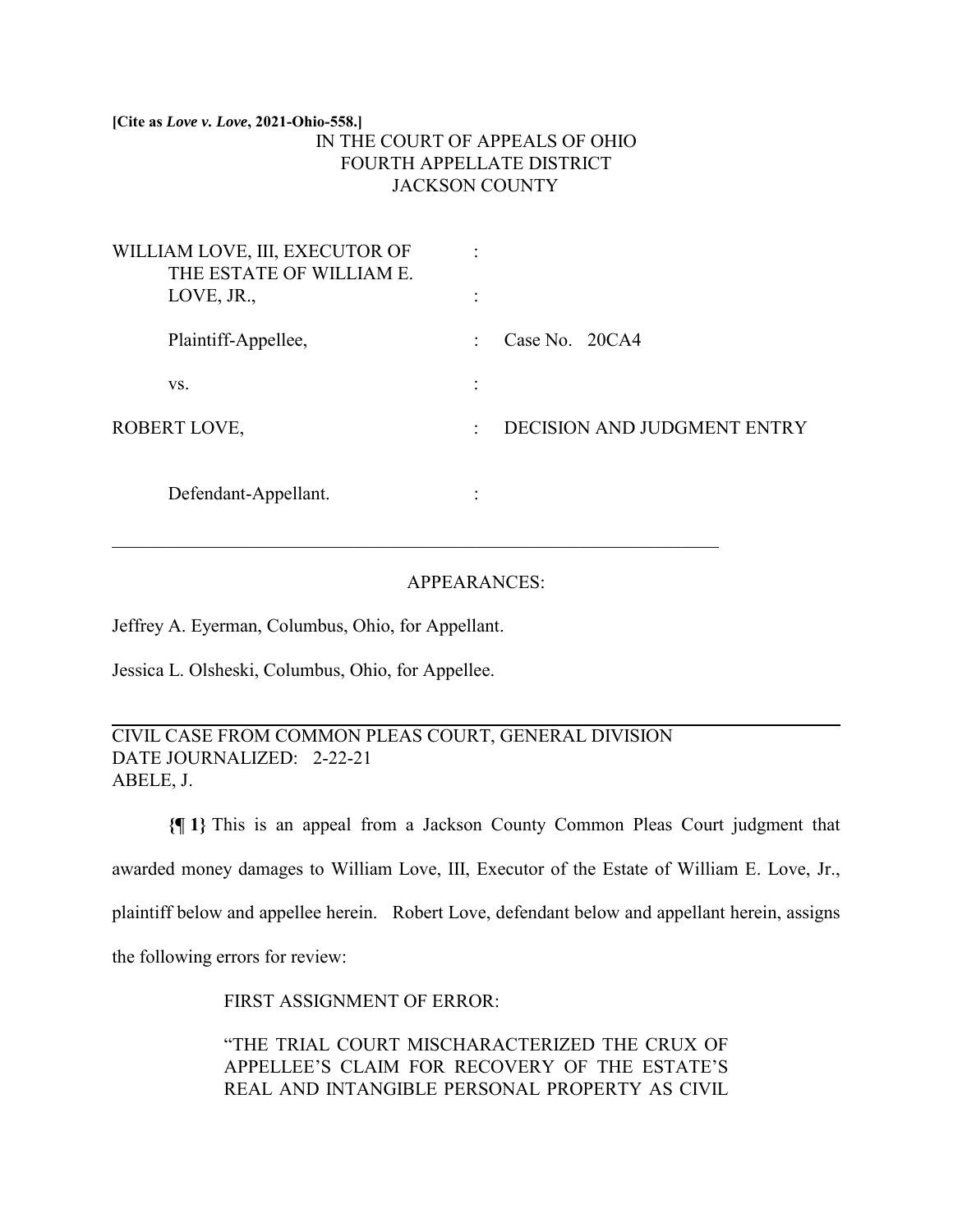**[Cite as *Love v. Love*, 2021-Ohio-558.]**

IN THE COURT OF APPEALS OF OHIO
FOURTH APPELLATE DISTRICT
JACKSON COUNTY

| | | |
|---|---|---|
| WILLIAM LOVE, III, EXECUTOR OF THE ESTATE OF WILLIAM E. LOVE, JR., | : | |
| Plaintiff-Appellee, | : | Case No. 20CA4 |
| vs. | : | |
| ROBERT LOVE, | : | DECISION AND JUDGMENT ENTRY |
| Defendant-Appellant. | : | |

APPEARANCES:

Jeffrey A. Eyerman, Columbus, Ohio, for Appellant.

Jessica L. Olsheski, Columbus, Ohio, for Appellee.

CIVIL CASE FROM COMMON PLEAS COURT, GENERAL DIVISION
DATE JOURNALIZED: 2-22-21
ABELE, J.

**{¶ 1}** This is an appeal from a Jackson County Common Pleas Court judgment that awarded money damages to William Love, III, Executor of the Estate of William E. Love, Jr., plaintiff below and appellee herein. Robert Love, defendant below and appellant herein, assigns the following errors for review:

FIRST ASSIGNMENT OF ERROR:

"THE TRIAL COURT MISCHARACTERIZED THE CRUX OF APPELLEE'S CLAIM FOR RECOVERY OF THE ESTATE'S REAL AND INTANGIBLE PERSONAL PROPERTY AS CIVIL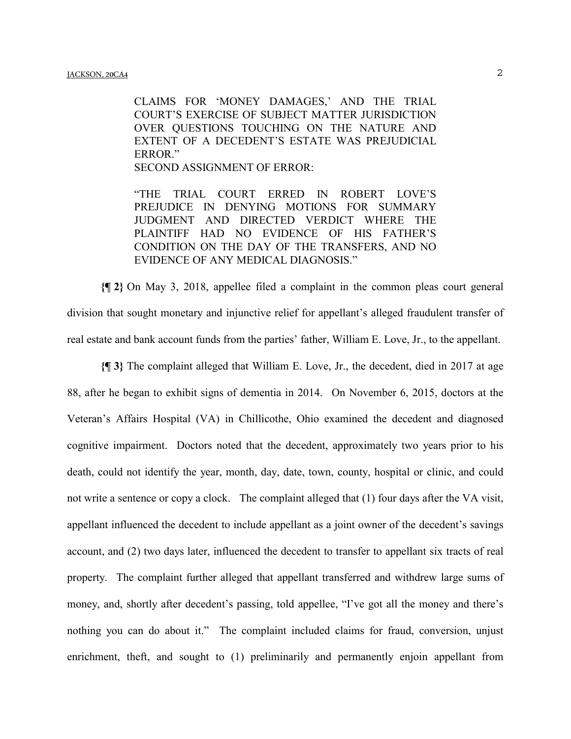> CLAIMS FOR 'MONEY DAMAGES,' AND THE TRIAL COURT'S EXERCISE OF SUBJECT MATTER JURISDICTION OVER QUESTIONS TOUCHING ON THE NATURE AND EXTENT OF A DECEDENT'S ESTATE WAS PREJUDICIAL ERROR."
>
> SECOND ASSIGNMENT OF ERROR:
>
> "THE TRIAL COURT ERRED IN ROBERT LOVE'S PREJUDICE IN DENYING MOTIONS FOR SUMMARY JUDGMENT AND DIRECTED VERDICT WHERE THE PLAINTIFF HAD NO EVIDENCE OF HIS FATHER'S CONDITION ON THE DAY OF THE TRANSFERS, AND NO EVIDENCE OF ANY MEDICAL DIAGNOSIS."

**{¶ 2}** On May 3, 2018, appellee filed a complaint in the common pleas court general division that sought monetary and injunctive relief for appellant's alleged fraudulent transfer of real estate and bank account funds from the parties' father, William E. Love, Jr., to the appellant.

**{¶ 3}** The complaint alleged that William E. Love, Jr., the decedent, died in 2017 at age 88, after he began to exhibit signs of dementia in 2014. On November 6, 2015, doctors at the Veteran's Affairs Hospital (VA) in Chillicothe, Ohio examined the decedent and diagnosed cognitive impairment. Doctors noted that the decedent, approximately two years prior to his death, could not identify the year, month, day, date, town, county, hospital or clinic, and could not write a sentence or copy a clock. The complaint alleged that (1) four days after the VA visit, appellant influenced the decedent to include appellant as a joint owner of the decedent's savings account, and (2) two days later, influenced the decedent to transfer to appellant six tracts of real property. The complaint further alleged that appellant transferred and withdrew large sums of money, and, shortly after decedent's passing, told appellee, "I've got all the money and there's nothing you can do about it." The complaint included claims for fraud, conversion, unjust enrichment, theft, and sought to (1) preliminarily and permanently enjoin appellant from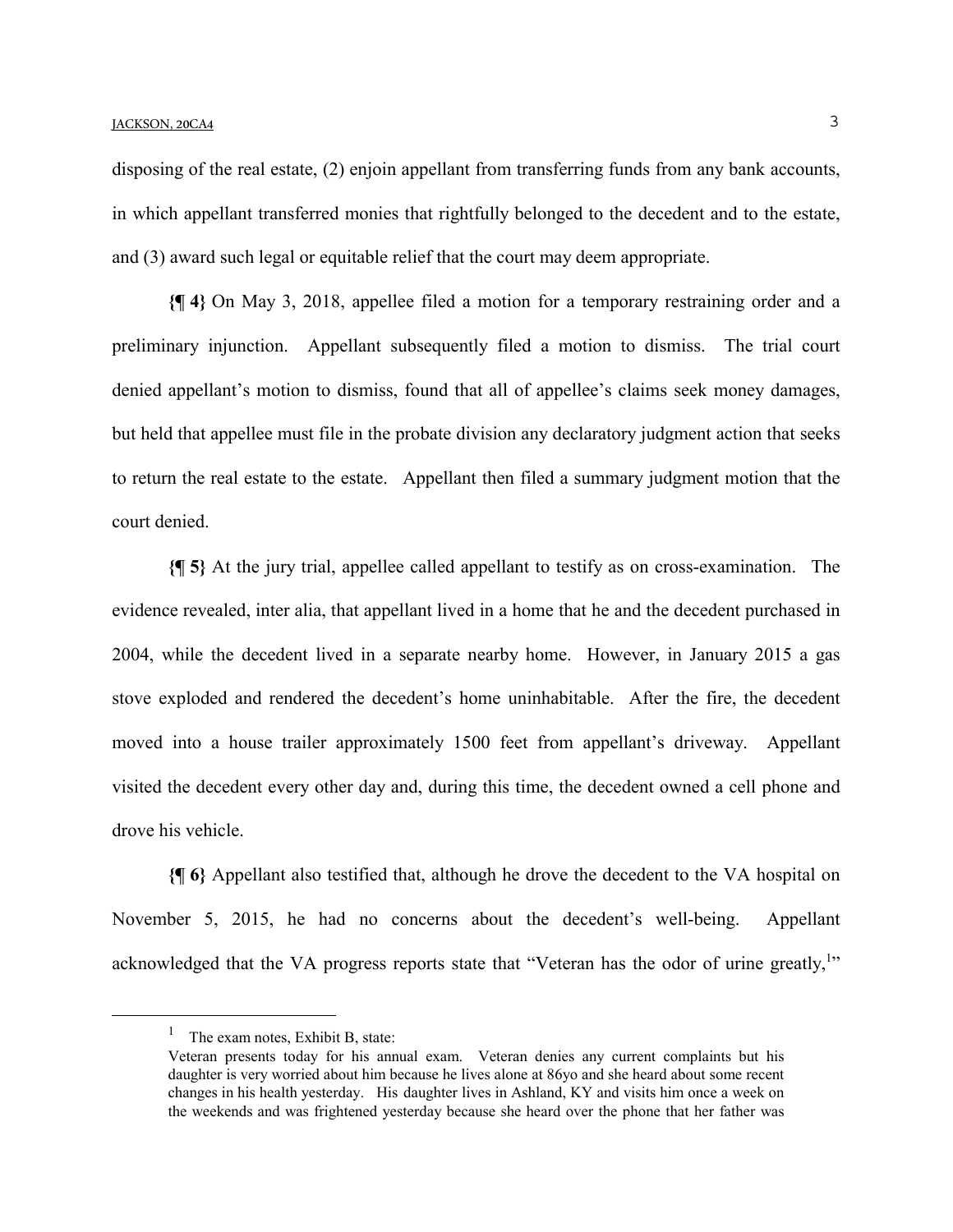disposing of the real estate, (2) enjoin appellant from transferring funds from any bank accounts, in which appellant transferred monies that rightfully belonged to the decedent and to the estate, and (3) award such legal or equitable relief that the court may deem appropriate.

**{¶ 4}** On May 3, 2018, appellee filed a motion for a temporary restraining order and a preliminary injunction. Appellant subsequently filed a motion to dismiss. The trial court denied appellant's motion to dismiss, found that all of appellee's claims seek money damages, but held that appellee must file in the probate division any declaratory judgment action that seeks to return the real estate to the estate. Appellant then filed a summary judgment motion that the court denied.

**{¶ 5}** At the jury trial, appellee called appellant to testify as on cross-examination. The evidence revealed, inter alia, that appellant lived in a home that he and the decedent purchased in 2004, while the decedent lived in a separate nearby home. However, in January 2015 a gas stove exploded and rendered the decedent's home uninhabitable. After the fire, the decedent moved into a house trailer approximately 1500 feet from appellant's driveway. Appellant visited the decedent every other day and, during this time, the decedent owned a cell phone and drove his vehicle.

**{¶ 6}** Appellant also testified that, although he drove the decedent to the VA hospital on November 5, 2015, he had no concerns about the decedent's well-being. Appellant acknowledged that the VA progress reports state that "Veteran has the odor of urine greatly,[1]"

---

[1] The exam notes, Exhibit B, state:
Veteran presents today for his annual exam. Veteran denies any current complaints but his daughter is very worried about him because he lives alone at 86yo and she heard about some recent changes in his health yesterday. His daughter lives in Ashland, KY and visits him once a week on the weekends and was frightened yesterday because she heard over the phone that her father was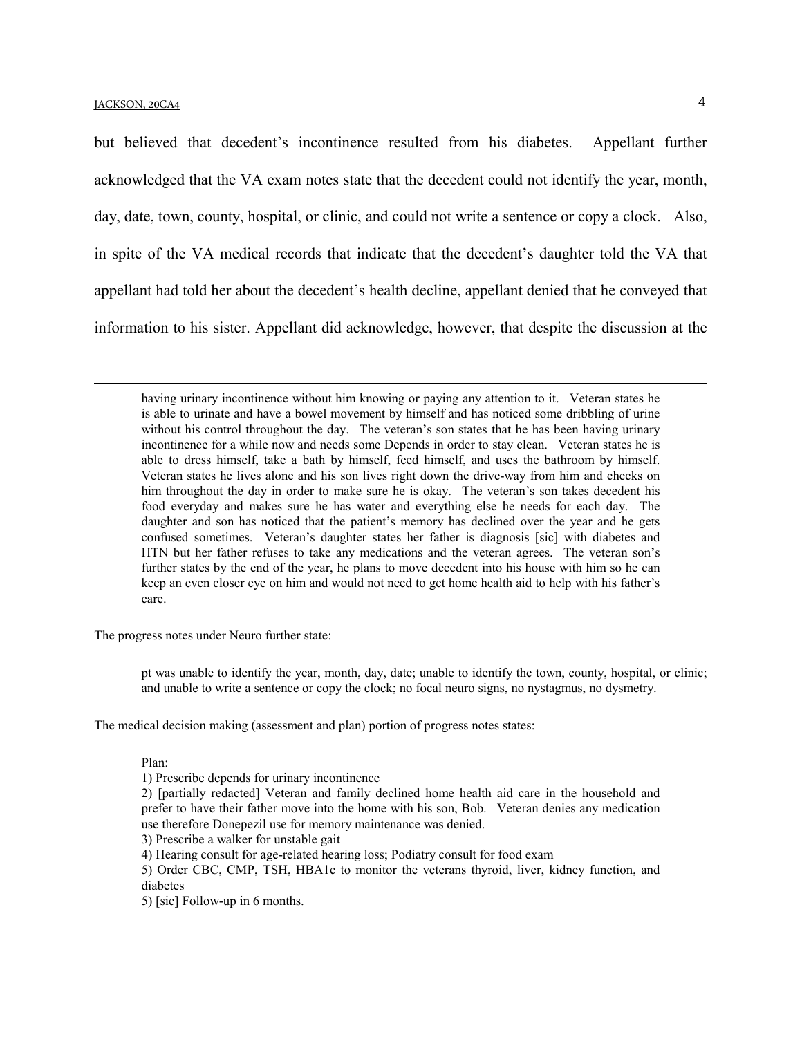but believed that decedent's incontinence resulted from his diabetes. Appellant further acknowledged that the VA exam notes state that the decedent could not identify the year, month, day, date, town, county, hospital, or clinic, and could not write a sentence or copy a clock. Also, in spite of the VA medical records that indicate that the decedent's daughter told the VA that appellant had told her about the decedent's health decline, appellant denied that he conveyed that information to his sister. Appellant did acknowledge, however, that despite the discussion at the

---

> having urinary incontinence without him knowing or paying any attention to it. Veteran states he is able to urinate and have a bowel movement by himself and has noticed some dribbling of urine without his control throughout the day. The veteran's son states that he has been having urinary incontinence for a while now and needs some Depends in order to stay clean. Veteran states he is able to dress himself, take a bath by himself, feed himself, and uses the bathroom by himself. Veteran states he lives alone and his son lives right down the drive-way from him and checks on him throughout the day in order to make sure he is okay. The veteran's son takes decedent his food everyday and makes sure he has water and everything else he needs for each day. The daughter and son has noticed that the patient's memory has declined over the year and he gets confused sometimes. Veteran's daughter states her father is diagnosis [sic] with diabetes and HTN but her father refuses to take any medications and the veteran agrees. The veteran son's further states by the end of the year, he plans to move decedent into his house with him so he can keep an even closer eye on him and would not need to get home health aid to help with his father's care.

The progress notes under Neuro further state:

> pt was unable to identify the year, month, day, date; unable to identify the town, county, hospital, or clinic; and unable to write a sentence or copy the clock; no focal neuro signs, no nystagmus, no dysmetry.

The medical decision making (assessment and plan) portion of progress notes states:

> Plan:
> 1) Prescribe depends for urinary incontinence
> 2) [partially redacted] Veteran and family declined home health aid care in the household and prefer to have their father move into the home with his son, Bob. Veteran denies any medication use therefore Donepezil use for memory maintenance was denied.
> 3) Prescribe a walker for unstable gait
> 4) Hearing consult for age-related hearing loss; Podiatry consult for food exam
> 5) Order CBC, CMP, TSH, HBA1c to monitor the veterans thyroid, liver, kidney function, and diabetes
> 5) [sic] Follow-up in 6 months.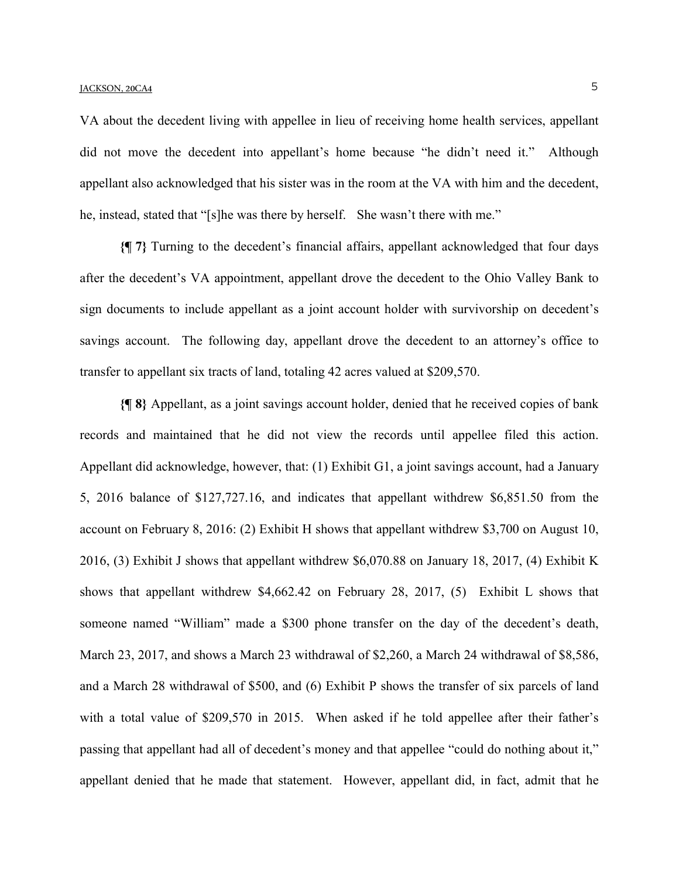VA about the decedent living with appellee in lieu of receiving home health services, appellant did not move the decedent into appellant's home because "he didn't need it." Although appellant also acknowledged that his sister was in the room at the VA with him and the decedent, he, instead, stated that "[s]he was there by herself. She wasn't there with me."

**{¶ 7}** Turning to the decedent's financial affairs, appellant acknowledged that four days after the decedent's VA appointment, appellant drove the decedent to the Ohio Valley Bank to sign documents to include appellant as a joint account holder with survivorship on decedent's savings account. The following day, appellant drove the decedent to an attorney's office to transfer to appellant six tracts of land, totaling 42 acres valued at $209,570.

**{¶ 8}** Appellant, as a joint savings account holder, denied that he received copies of bank records and maintained that he did not view the records until appellee filed this action. Appellant did acknowledge, however, that: (1) Exhibit G1, a joint savings account, had a January 5, 2016 balance of $127,727.16, and indicates that appellant withdrew $6,851.50 from the account on February 8, 2016: (2) Exhibit H shows that appellant withdrew $3,700 on August 10, 2016, (3) Exhibit J shows that appellant withdrew $6,070.88 on January 18, 2017, (4) Exhibit K shows that appellant withdrew $4,662.42 on February 28, 2017, (5) Exhibit L shows that someone named "William" made a $300 phone transfer on the day of the decedent's death, March 23, 2017, and shows a March 23 withdrawal of $2,260, a March 24 withdrawal of $8,586, and a March 28 withdrawal of $500, and (6) Exhibit P shows the transfer of six parcels of land with a total value of $209,570 in 2015. When asked if he told appellee after their father's passing that appellant had all of decedent's money and that appellee "could do nothing about it," appellant denied that he made that statement. However, appellant did, in fact, admit that he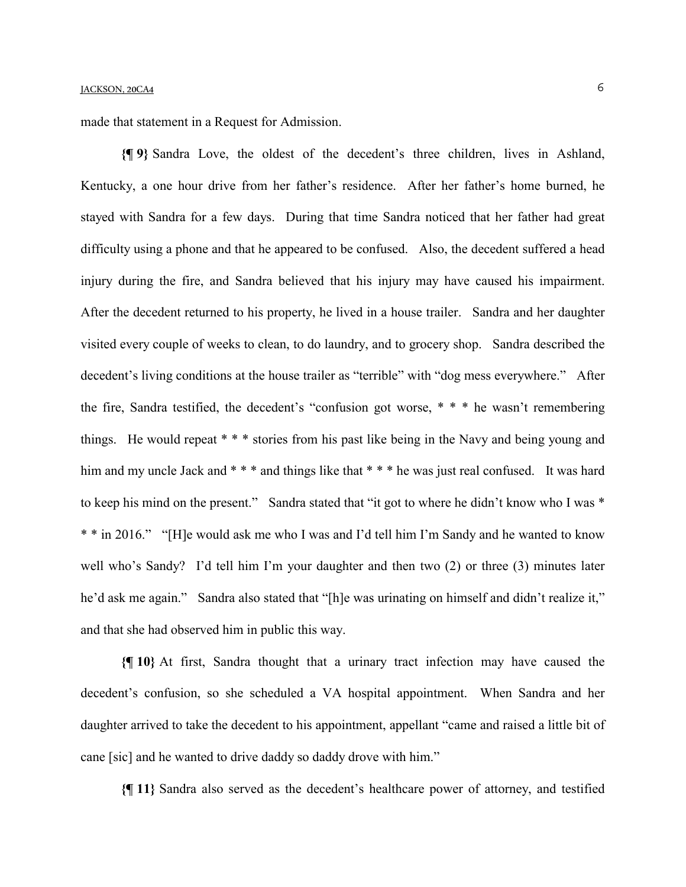made that statement in a Request for Admission.

**{¶ 9}** Sandra Love, the oldest of the decedent's three children, lives in Ashland, Kentucky, a one hour drive from her father's residence. After her father's home burned, he stayed with Sandra for a few days. During that time Sandra noticed that her father had great difficulty using a phone and that he appeared to be confused. Also, the decedent suffered a head injury during the fire, and Sandra believed that his injury may have caused his impairment. After the decedent returned to his property, he lived in a house trailer. Sandra and her daughter visited every couple of weeks to clean, to do laundry, and to grocery shop. Sandra described the decedent's living conditions at the house trailer as "terrible" with "dog mess everywhere." After the fire, Sandra testified, the decedent's "confusion got worse, * * * he wasn't remembering things. He would repeat * * * stories from his past like being in the Navy and being young and him and my uncle Jack and * * * and things like that * * * he was just real confused. It was hard to keep his mind on the present." Sandra stated that "it got to where he didn't know who I was * * * in 2016." "[H]e would ask me who I was and I'd tell him I'm Sandy and he wanted to know well who's Sandy? I'd tell him I'm your daughter and then two (2) or three (3) minutes later he'd ask me again." Sandra also stated that "[h]e was urinating on himself and didn't realize it," and that she had observed him in public this way.

**{¶ 10}** At first, Sandra thought that a urinary tract infection may have caused the decedent's confusion, so she scheduled a VA hospital appointment. When Sandra and her daughter arrived to take the decedent to his appointment, appellant "came and raised a little bit of cane [sic] and he wanted to drive daddy so daddy drove with him."

**{¶ 11}** Sandra also served as the decedent's healthcare power of attorney, and testified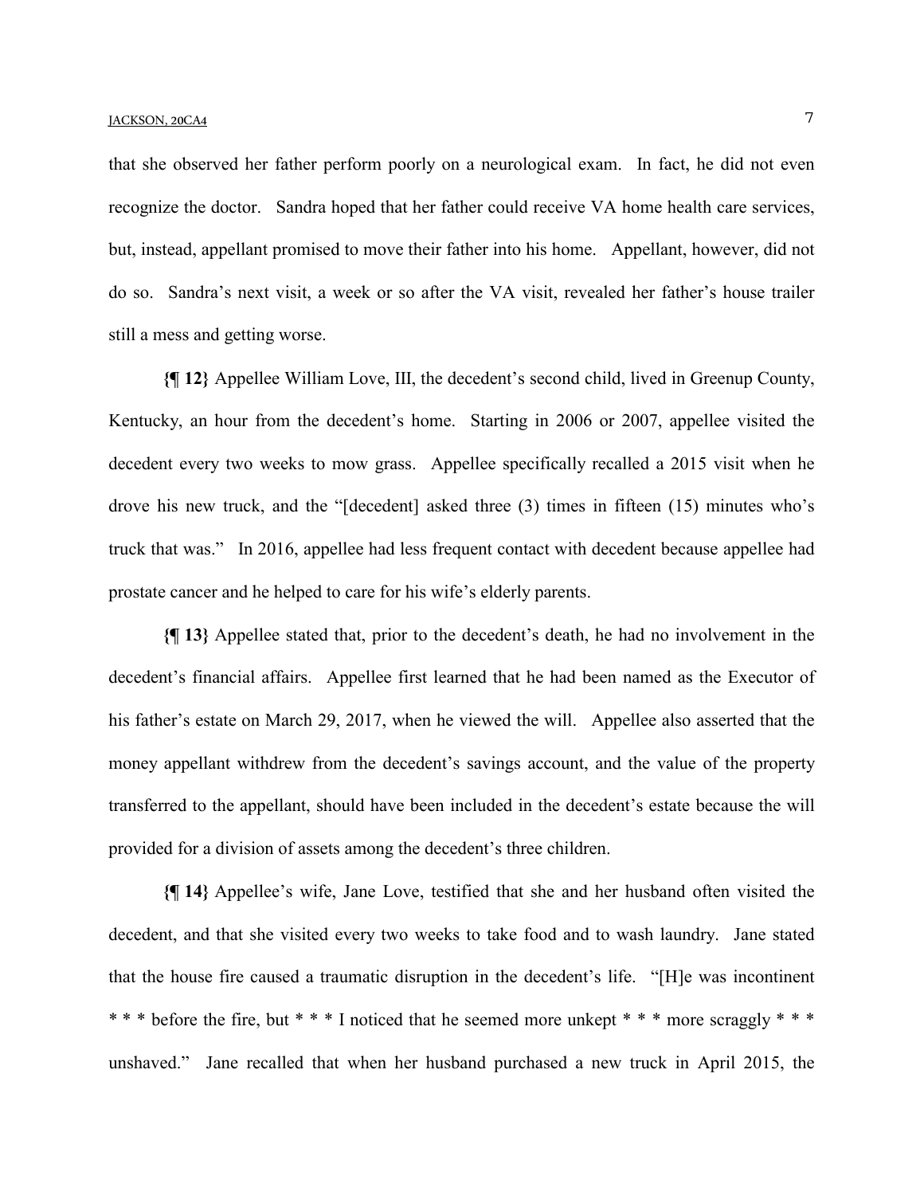that she observed her father perform poorly on a neurological exam. In fact, he did not even recognize the doctor. Sandra hoped that her father could receive VA home health care services, but, instead, appellant promised to move their father into his home. Appellant, however, did not do so. Sandra's next visit, a week or so after the VA visit, revealed her father's house trailer still a mess and getting worse.

**{¶ 12}** Appellee William Love, III, the decedent's second child, lived in Greenup County, Kentucky, an hour from the decedent's home. Starting in 2006 or 2007, appellee visited the decedent every two weeks to mow grass. Appellee specifically recalled a 2015 visit when he drove his new truck, and the "[decedent] asked three (3) times in fifteen (15) minutes who's truck that was." In 2016, appellee had less frequent contact with decedent because appellee had prostate cancer and he helped to care for his wife's elderly parents.

**{¶ 13}** Appellee stated that, prior to the decedent's death, he had no involvement in the decedent's financial affairs. Appellee first learned that he had been named as the Executor of his father's estate on March 29, 2017, when he viewed the will. Appellee also asserted that the money appellant withdrew from the decedent's savings account, and the value of the property transferred to the appellant, should have been included in the decedent's estate because the will provided for a division of assets among the decedent's three children.

**{¶ 14}** Appellee's wife, Jane Love, testified that she and her husband often visited the decedent, and that she visited every two weeks to take food and to wash laundry. Jane stated that the house fire caused a traumatic disruption in the decedent's life. "[H]e was incontinent * * * before the fire, but * * * I noticed that he seemed more unkept * * * more scraggly * * * unshaved." Jane recalled that when her husband purchased a new truck in April 2015, the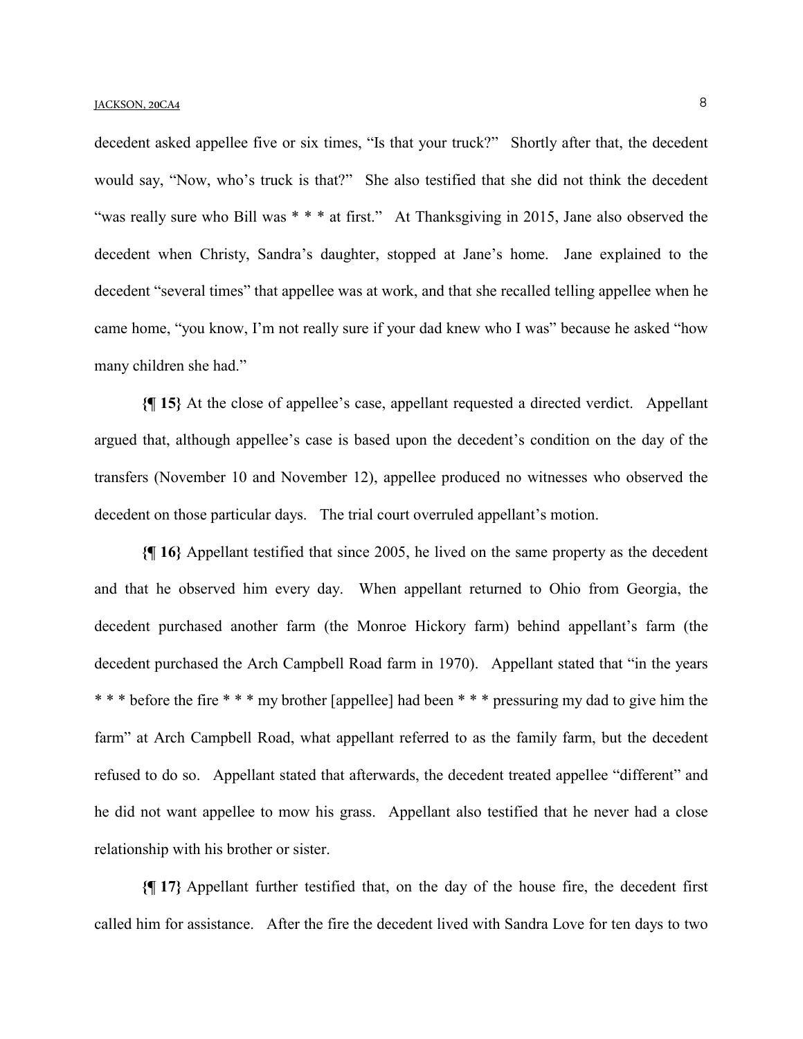decedent asked appellee five or six times, "Is that your truck?" Shortly after that, the decedent would say, "Now, who's truck is that?" She also testified that she did not think the decedent "was really sure who Bill was * * * at first." At Thanksgiving in 2015, Jane also observed the decedent when Christy, Sandra's daughter, stopped at Jane's home. Jane explained to the decedent "several times" that appellee was at work, and that she recalled telling appellee when he came home, "you know, I'm not really sure if your dad knew who I was" because he asked "how many children she had."

**{¶ 15}** At the close of appellee's case, appellant requested a directed verdict. Appellant argued that, although appellee's case is based upon the decedent's condition on the day of the transfers (November 10 and November 12), appellee produced no witnesses who observed the decedent on those particular days. The trial court overruled appellant's motion.

**{¶ 16}** Appellant testified that since 2005, he lived on the same property as the decedent and that he observed him every day. When appellant returned to Ohio from Georgia, the decedent purchased another farm (the Monroe Hickory farm) behind appellant's farm (the decedent purchased the Arch Campbell Road farm in 1970). Appellant stated that "in the years * * * before the fire * * * my brother [appellee] had been * * * pressuring my dad to give him the farm" at Arch Campbell Road, what appellant referred to as the family farm, but the decedent refused to do so. Appellant stated that afterwards, the decedent treated appellee "different" and he did not want appellee to mow his grass. Appellant also testified that he never had a close relationship with his brother or sister.

**{¶ 17}** Appellant further testified that, on the day of the house fire, the decedent first called him for assistance. After the fire the decedent lived with Sandra Love for ten days to two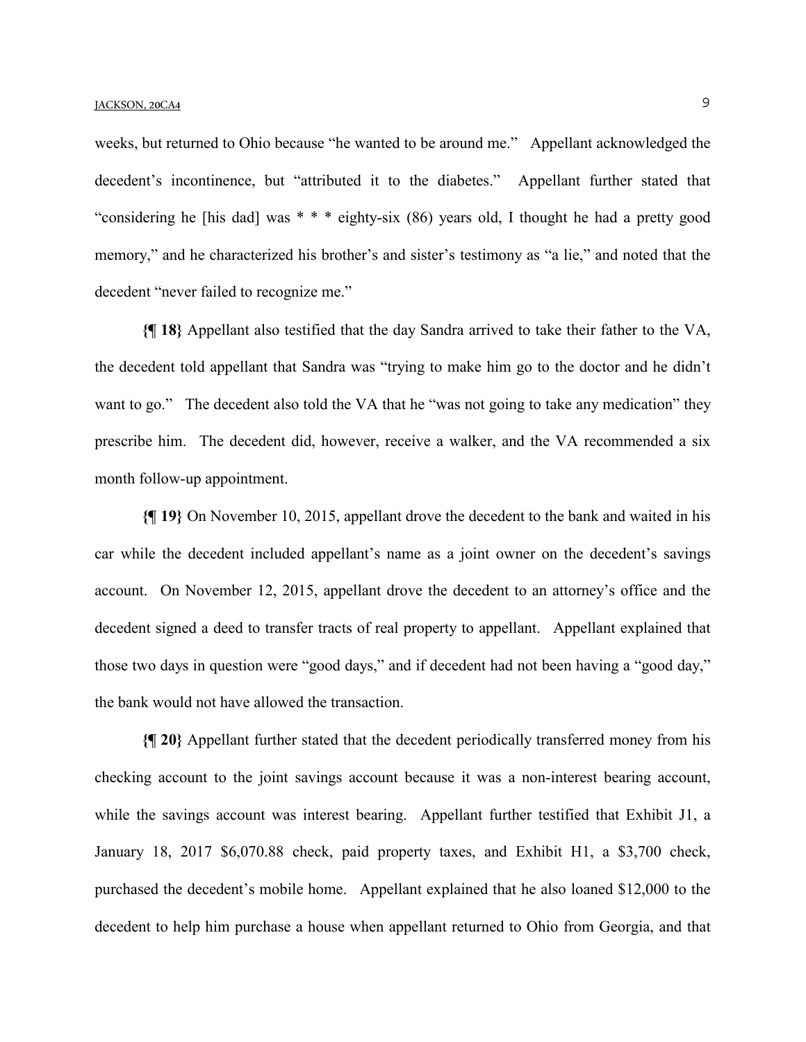weeks, but returned to Ohio because "he wanted to be around me." Appellant acknowledged the decedent's incontinence, but "attributed it to the diabetes." Appellant further stated that "considering he [his dad] was * * * eighty-six (86) years old, I thought he had a pretty good memory," and he characterized his brother's and sister's testimony as "a lie," and noted that the decedent "never failed to recognize me."

**{¶ 18}** Appellant also testified that the day Sandra arrived to take their father to the VA, the decedent told appellant that Sandra was "trying to make him go to the doctor and he didn't want to go." The decedent also told the VA that he "was not going to take any medication" they prescribe him. The decedent did, however, receive a walker, and the VA recommended a six month follow-up appointment.

**{¶ 19}** On November 10, 2015, appellant drove the decedent to the bank and waited in his car while the decedent included appellant's name as a joint owner on the decedent's savings account. On November 12, 2015, appellant drove the decedent to an attorney's office and the decedent signed a deed to transfer tracts of real property to appellant. Appellant explained that those two days in question were "good days," and if decedent had not been having a "good day," the bank would not have allowed the transaction.

**{¶ 20}** Appellant further stated that the decedent periodically transferred money from his checking account to the joint savings account because it was a non-interest bearing account, while the savings account was interest bearing. Appellant further testified that Exhibit J1, a January 18, 2017 $6,070.88 check, paid property taxes, and Exhibit H1, a $3,700 check, purchased the decedent's mobile home. Appellant explained that he also loaned $12,000 to the decedent to help him purchase a house when appellant returned to Ohio from Georgia, and that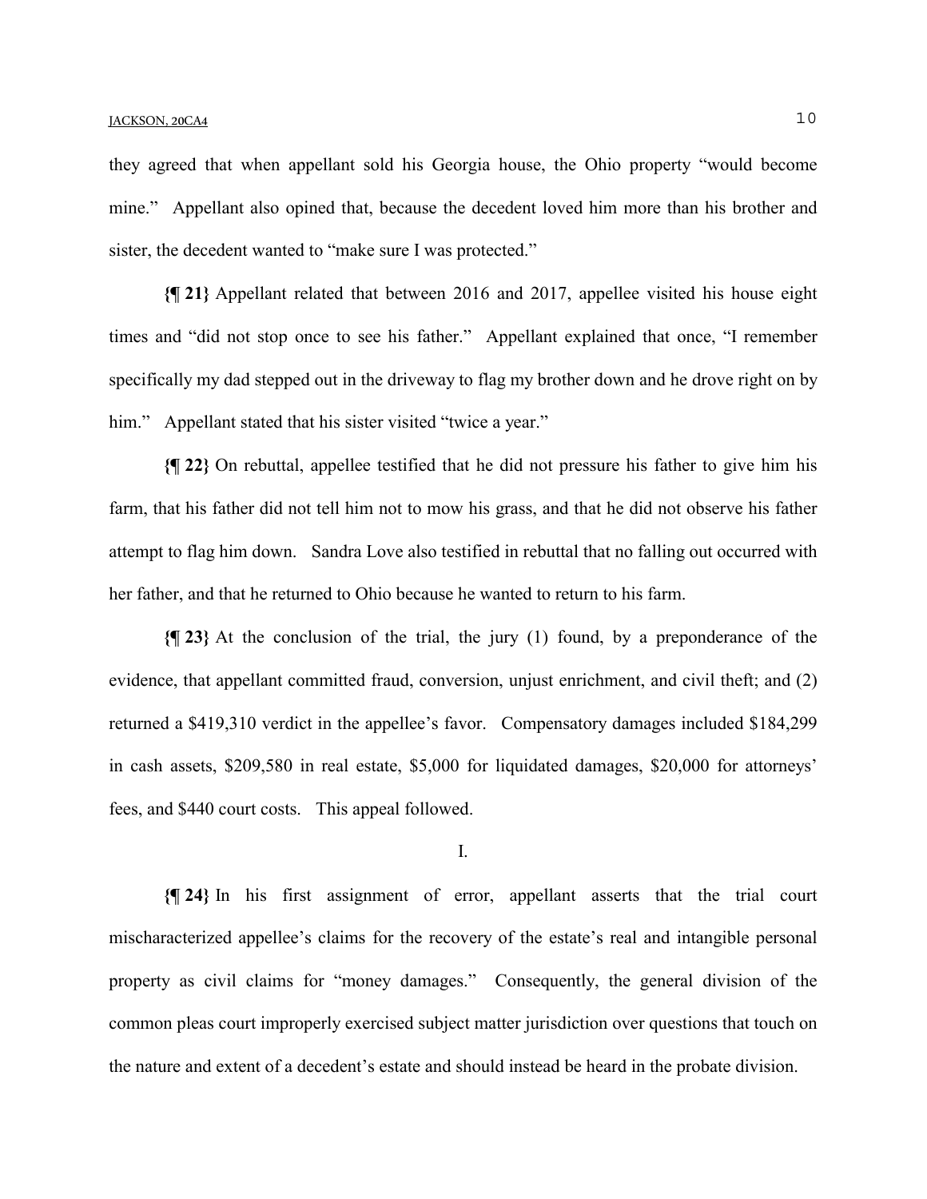they agreed that when appellant sold his Georgia house, the Ohio property "would become mine." Appellant also opined that, because the decedent loved him more than his brother and sister, the decedent wanted to "make sure I was protected."

**{¶ 21}** Appellant related that between 2016 and 2017, appellee visited his house eight times and "did not stop once to see his father." Appellant explained that once, "I remember specifically my dad stepped out in the driveway to flag my brother down and he drove right on by him." Appellant stated that his sister visited "twice a year."

**{¶ 22}** On rebuttal, appellee testified that he did not pressure his father to give him his farm, that his father did not tell him not to mow his grass, and that he did not observe his father attempt to flag him down. Sandra Love also testified in rebuttal that no falling out occurred with her father, and that he returned to Ohio because he wanted to return to his farm.

**{¶ 23}** At the conclusion of the trial, the jury (1) found, by a preponderance of the evidence, that appellant committed fraud, conversion, unjust enrichment, and civil theft; and (2) returned a $419,310 verdict in the appellee's favor. Compensatory damages included $184,299 in cash assets, $209,580 in real estate, $5,000 for liquidated damages, $20,000 for attorneys' fees, and $440 court costs. This appeal followed.

I.

**{¶ 24}** In his first assignment of error, appellant asserts that the trial court mischaracterized appellee's claims for the recovery of the estate's real and intangible personal property as civil claims for "money damages." Consequently, the general division of the common pleas court improperly exercised subject matter jurisdiction over questions that touch on the nature and extent of a decedent's estate and should instead be heard in the probate division.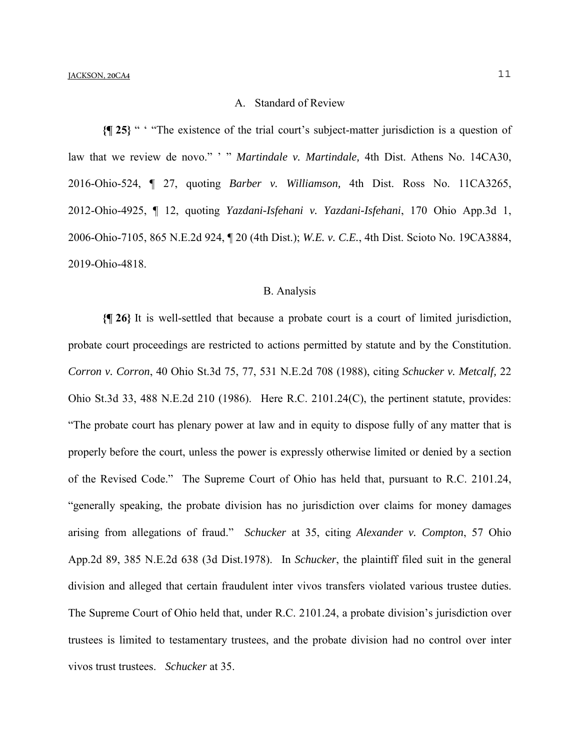### A. Standard of Review

**{¶ 25}** " ' "The existence of the trial court's subject-matter jurisdiction is a question of law that we review de novo." ' " *Martindale v. Martindale,* 4th Dist. Athens No. 14CA30, 2016-Ohio-524, ¶ 27, quoting *Barber v. Williamson,* 4th Dist. Ross No. 11CA3265, 2012-Ohio-4925, ¶ 12, quoting *Yazdani-Isfehani v. Yazdani-Isfehani*, 170 Ohio App.3d 1, 2006-Ohio-7105, 865 N.E.2d 924, ¶ 20 (4th Dist.); *W.E. v. C.E.*, 4th Dist. Scioto No. 19CA3884, 2019-Ohio-4818.

### B. Analysis

**{¶ 26}** It is well-settled that because a probate court is a court of limited jurisdiction, probate court proceedings are restricted to actions permitted by statute and by the Constitution. *Corron v. Corron*, 40 Ohio St.3d 75, 77, 531 N.E.2d 708 (1988), citing *Schucker v. Metcalf,* 22 Ohio St.3d 33, 488 N.E.2d 210 (1986). Here R.C. 2101.24(C), the pertinent statute, provides: "The probate court has plenary power at law and in equity to dispose fully of any matter that is properly before the court, unless the power is expressly otherwise limited or denied by a section of the Revised Code." The Supreme Court of Ohio has held that, pursuant to R.C. 2101.24, "generally speaking, the probate division has no jurisdiction over claims for money damages arising from allegations of fraud." *Schucker* at 35, citing *Alexander v. Compton*, 57 Ohio App.2d 89, 385 N.E.2d 638 (3d Dist.1978). In *Schucker*, the plaintiff filed suit in the general division and alleged that certain fraudulent inter vivos transfers violated various trustee duties. The Supreme Court of Ohio held that, under R.C. 2101.24, a probate division's jurisdiction over trustees is limited to testamentary trustees, and the probate division had no control over inter vivos trust trustees. *Schucker* at 35.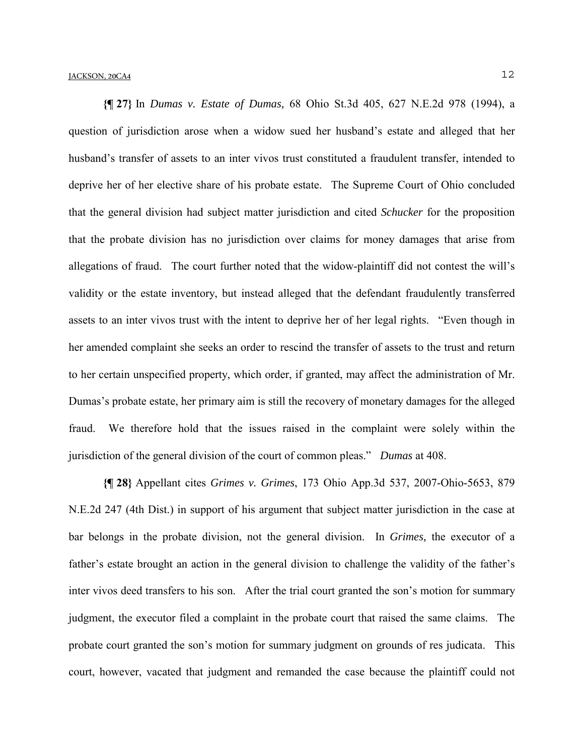**{¶ 27}** In *Dumas v. Estate of Dumas,* 68 Ohio St.3d 405, 627 N.E.2d 978 (1994), a question of jurisdiction arose when a widow sued her husband's estate and alleged that her husband's transfer of assets to an inter vivos trust constituted a fraudulent transfer, intended to deprive her of her elective share of his probate estate. The Supreme Court of Ohio concluded that the general division had subject matter jurisdiction and cited *Schucker* for the proposition that the probate division has no jurisdiction over claims for money damages that arise from allegations of fraud. The court further noted that the widow-plaintiff did not contest the will's validity or the estate inventory, but instead alleged that the defendant fraudulently transferred assets to an inter vivos trust with the intent to deprive her of her legal rights. "Even though in her amended complaint she seeks an order to rescind the transfer of assets to the trust and return to her certain unspecified property, which order, if granted, may affect the administration of Mr. Dumas's probate estate, her primary aim is still the recovery of monetary damages for the alleged fraud. We therefore hold that the issues raised in the complaint were solely within the jurisdiction of the general division of the court of common pleas." *Dumas* at 408.

**{¶ 28}** Appellant cites *Grimes v. Grimes*, 173 Ohio App.3d 537, 2007-Ohio-5653, 879 N.E.2d 247 (4th Dist.) in support of his argument that subject matter jurisdiction in the case at bar belongs in the probate division, not the general division. In *Grimes,* the executor of a father's estate brought an action in the general division to challenge the validity of the father's inter vivos deed transfers to his son. After the trial court granted the son's motion for summary judgment, the executor filed a complaint in the probate court that raised the same claims. The probate court granted the son's motion for summary judgment on grounds of res judicata. This court, however, vacated that judgment and remanded the case because the plaintiff could not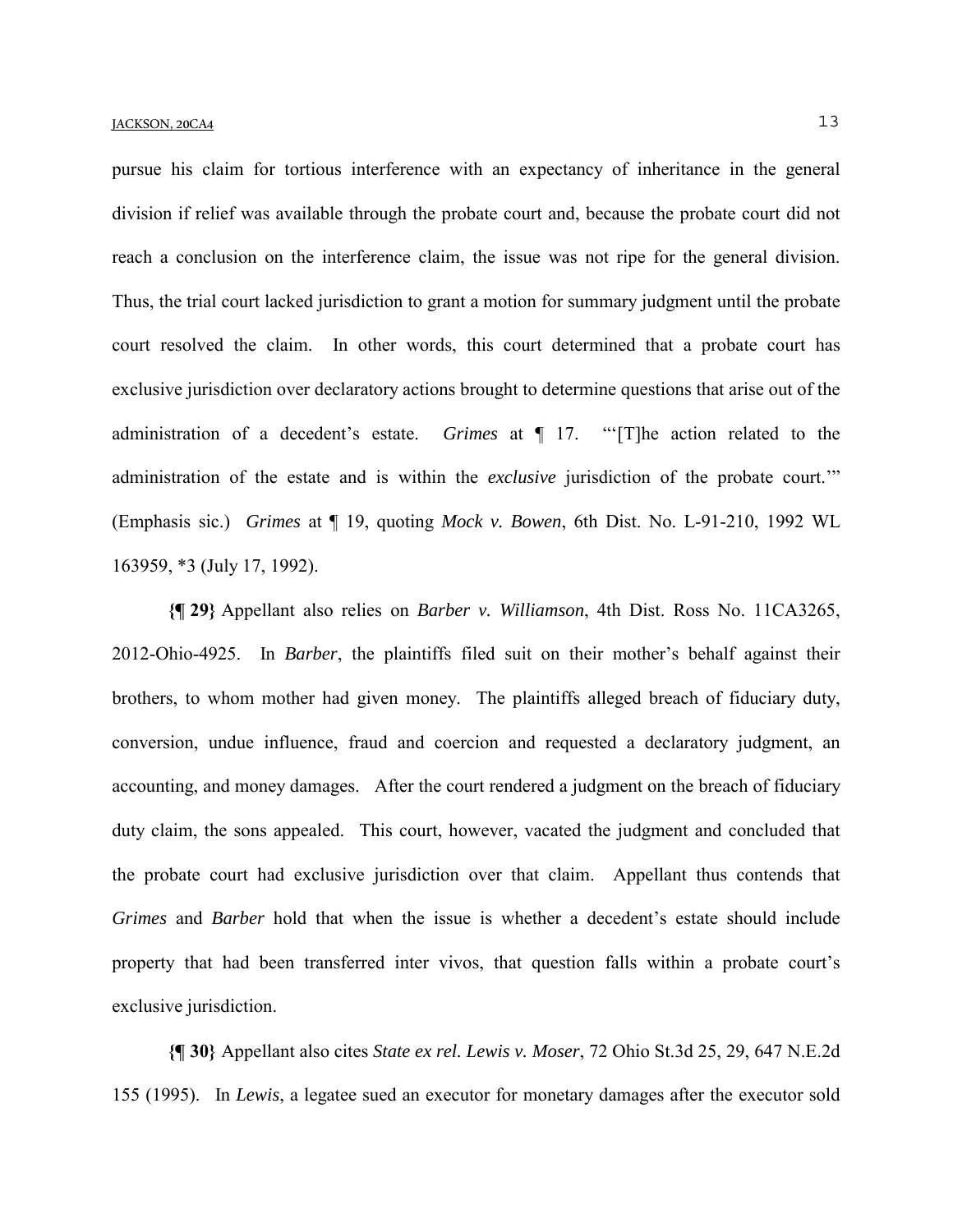pursue his claim for tortious interference with an expectancy of inheritance in the general division if relief was available through the probate court and, because the probate court did not reach a conclusion on the interference claim, the issue was not ripe for the general division. Thus, the trial court lacked jurisdiction to grant a motion for summary judgment until the probate court resolved the claim. In other words, this court determined that a probate court has exclusive jurisdiction over declaratory actions brought to determine questions that arise out of the administration of a decedent's estate. *Grimes* at ¶ 17. "'[T]he action related to the administration of the estate and is within the *exclusive* jurisdiction of the probate court.'" (Emphasis sic.) *Grimes* at ¶ 19, quoting *Mock v. Bowen*, 6th Dist. No. L-91-210, 1992 WL 163959, *3 (July 17, 1992).

**{¶ 29}** Appellant also relies on *Barber v. Williamson*, 4th Dist. Ross No. 11CA3265, 2012-Ohio-4925. In *Barber*, the plaintiffs filed suit on their mother's behalf against their brothers, to whom mother had given money. The plaintiffs alleged breach of fiduciary duty, conversion, undue influence, fraud and coercion and requested a declaratory judgment, an accounting, and money damages. After the court rendered a judgment on the breach of fiduciary duty claim, the sons appealed. This court, however, vacated the judgment and concluded that the probate court had exclusive jurisdiction over that claim. Appellant thus contends that *Grimes* and *Barber* hold that when the issue is whether a decedent's estate should include property that had been transferred inter vivos, that question falls within a probate court's exclusive jurisdiction.

**{¶ 30}** Appellant also cites *State ex rel. Lewis v. Moser*, 72 Ohio St.3d 25, 29, 647 N.E.2d 155 (1995). In *Lewis*, a legatee sued an executor for monetary damages after the executor sold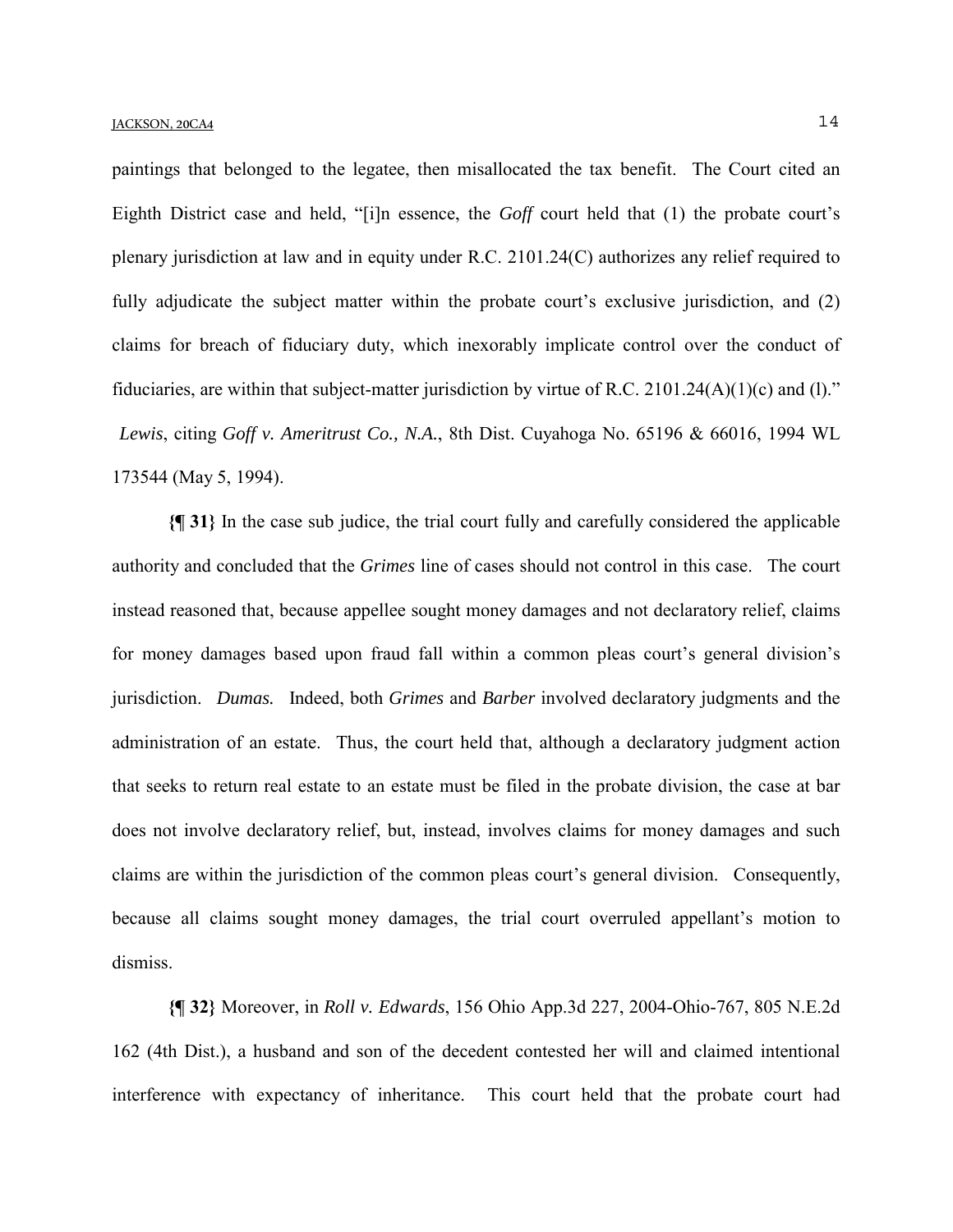paintings that belonged to the legatee, then misallocated the tax benefit. The Court cited an Eighth District case and held, "[i]n essence, the *Goff* court held that (1) the probate court's plenary jurisdiction at law and in equity under R.C. 2101.24(C) authorizes any relief required to fully adjudicate the subject matter within the probate court's exclusive jurisdiction, and (2) claims for breach of fiduciary duty, which inexorably implicate control over the conduct of fiduciaries, are within that subject-matter jurisdiction by virtue of R.C. 2101.24(A)(1)(c) and (l)." *Lewis*, citing *Goff v. Ameritrust Co., N.A.*, 8th Dist. Cuyahoga No. 65196 & 66016, 1994 WL 173544 (May 5, 1994).

**{¶ 31}** In the case sub judice, the trial court fully and carefully considered the applicable authority and concluded that the *Grimes* line of cases should not control in this case. The court instead reasoned that, because appellee sought money damages and not declaratory relief, claims for money damages based upon fraud fall within a common pleas court's general division's jurisdiction. *Dumas.* Indeed, both *Grimes* and *Barber* involved declaratory judgments and the administration of an estate. Thus, the court held that, although a declaratory judgment action that seeks to return real estate to an estate must be filed in the probate division, the case at bar does not involve declaratory relief, but, instead, involves claims for money damages and such claims are within the jurisdiction of the common pleas court's general division. Consequently, because all claims sought money damages, the trial court overruled appellant's motion to dismiss.

**{¶ 32}** Moreover, in *Roll v. Edwards*, 156 Ohio App.3d 227, 2004-Ohio-767, 805 N.E.2d 162 (4th Dist.), a husband and son of the decedent contested her will and claimed intentional interference with expectancy of inheritance. This court held that the probate court had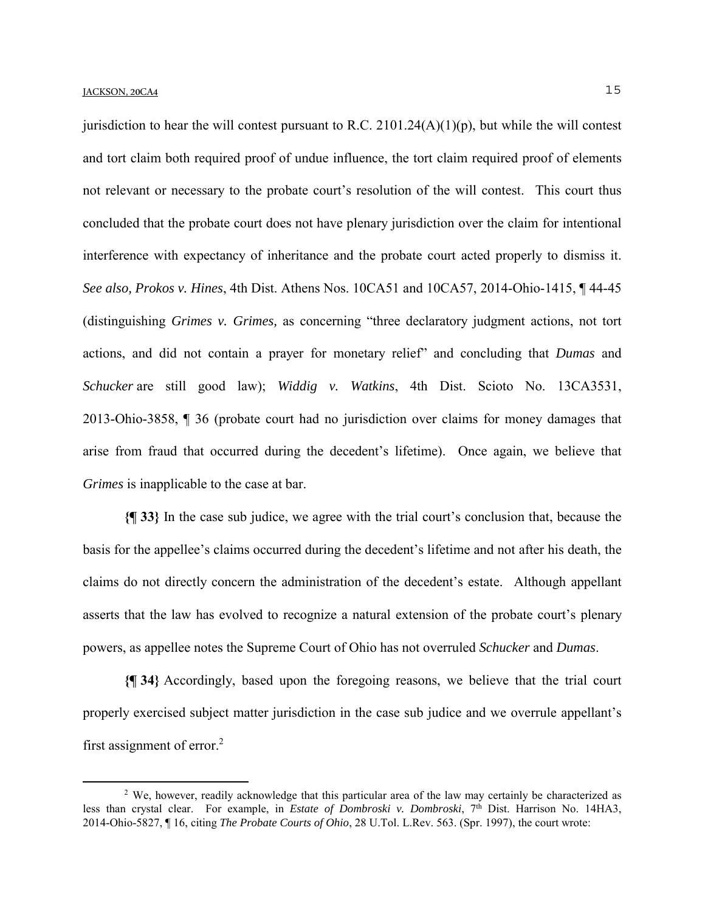jurisdiction to hear the will contest pursuant to R.C. 2101.24(A)(1)(p), but while the will contest and tort claim both required proof of undue influence, the tort claim required proof of elements not relevant or necessary to the probate court's resolution of the will contest. This court thus concluded that the probate court does not have plenary jurisdiction over the claim for intentional interference with expectancy of inheritance and the probate court acted properly to dismiss it. *See also, Prokos v. Hines*, 4th Dist. Athens Nos. 10CA51 and 10CA57, 2014-Ohio-1415, ¶ 44-45 (distinguishing *Grimes v. Grimes,* as concerning "three declaratory judgment actions, not tort actions, and did not contain a prayer for monetary relief" and concluding that *Dumas* and *Schucker* are still good law); *Widdig v. Watkins*, 4th Dist. Scioto No. 13CA3531, 2013-Ohio-3858, ¶ 36 (probate court had no jurisdiction over claims for money damages that arise from fraud that occurred during the decedent's lifetime). Once again, we believe that *Grimes* is inapplicable to the case at bar.

**{¶ 33}** In the case sub judice, we agree with the trial court's conclusion that, because the basis for the appellee's claims occurred during the decedent's lifetime and not after his death, the claims do not directly concern the administration of the decedent's estate. Although appellant asserts that the law has evolved to recognize a natural extension of the probate court's plenary powers, as appellee notes the Supreme Court of Ohio has not overruled *Schucker* and *Dumas*.

**{¶ 34}** Accordingly, based upon the foregoing reasons, we believe that the trial court properly exercised subject matter jurisdiction in the case sub judice and we overrule appellant's first assignment of error.[2]

---

[2] We, however, readily acknowledge that this particular area of the law may certainly be characterized as less than crystal clear. For example, in *Estate of Dombroski v. Dombroski*, 7th Dist. Harrison No. 14HA3, 2014-Ohio-5827, ¶ 16, citing *The Probate Courts of Ohio*, 28 U.Tol. L.Rev. 563. (Spr. 1997), the court wrote: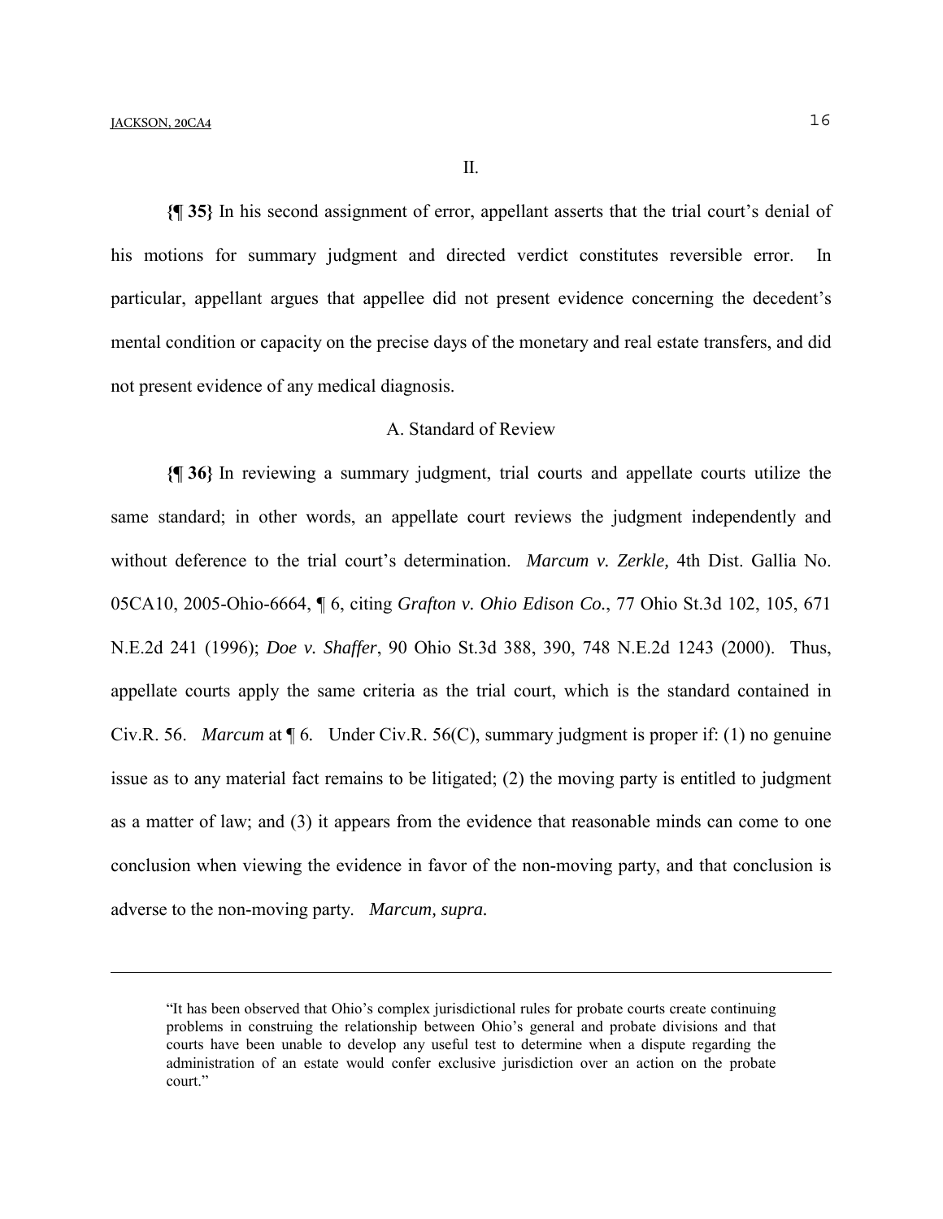II.

**{¶ 35}** In his second assignment of error, appellant asserts that the trial court's denial of his motions for summary judgment and directed verdict constitutes reversible error. In particular, appellant argues that appellee did not present evidence concerning the decedent's mental condition or capacity on the precise days of the monetary and real estate transfers, and did not present evidence of any medical diagnosis.

A. Standard of Review

**{¶ 36}** In reviewing a summary judgment, trial courts and appellate courts utilize the same standard; in other words, an appellate court reviews the judgment independently and without deference to the trial court's determination. *Marcum v. Zerkle,* 4th Dist. Gallia No. 05CA10, 2005-Ohio-6664, ¶ 6, citing *Grafton v. Ohio Edison Co.*, 77 Ohio St.3d 102, 105, 671 N.E.2d 241 (1996); *Doe v. Shaffer*, 90 Ohio St.3d 388, 390, 748 N.E.2d 1243 (2000). Thus, appellate courts apply the same criteria as the trial court, which is the standard contained in Civ.R. 56. *Marcum* at ¶ 6. Under Civ.R. 56(C), summary judgment is proper if: (1) no genuine issue as to any material fact remains to be litigated; (2) the moving party is entitled to judgment as a matter of law; and (3) it appears from the evidence that reasonable minds can come to one conclusion when viewing the evidence in favor of the non-moving party, and that conclusion is adverse to the non-moving party. *Marcum, supra.*

---

"It has been observed that Ohio's complex jurisdictional rules for probate courts create continuing problems in construing the relationship between Ohio's general and probate divisions and that courts have been unable to develop any useful test to determine when a dispute regarding the administration of an estate would confer exclusive jurisdiction over an action on the probate court."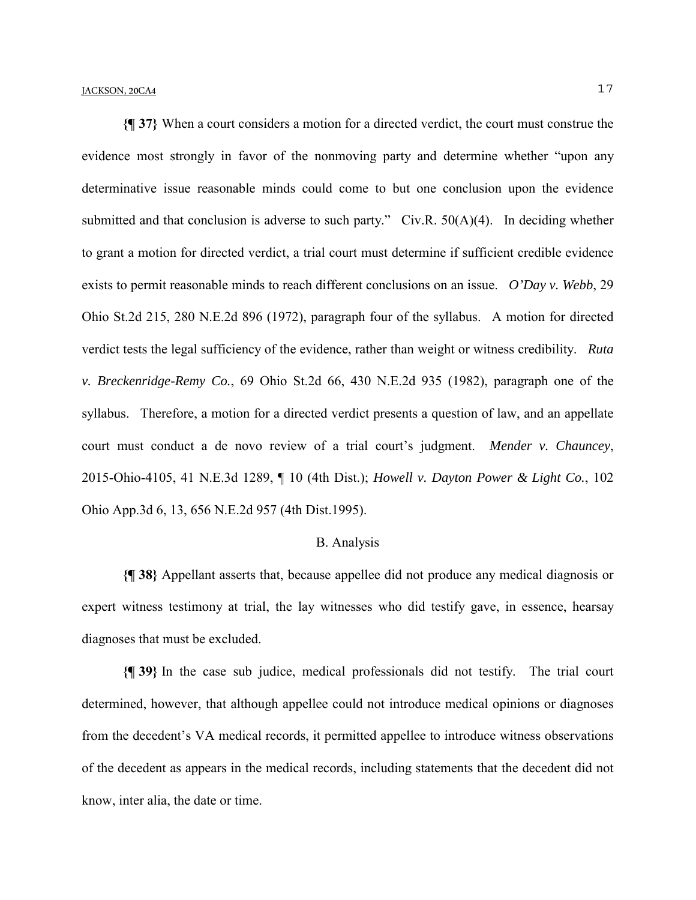**{¶ 37}** When a court considers a motion for a directed verdict, the court must construe the evidence most strongly in favor of the nonmoving party and determine whether "upon any determinative issue reasonable minds could come to but one conclusion upon the evidence submitted and that conclusion is adverse to such party." Civ.R. 50(A)(4). In deciding whether to grant a motion for directed verdict, a trial court must determine if sufficient credible evidence exists to permit reasonable minds to reach different conclusions on an issue. *O'Day v. Webb*, 29 Ohio St.2d 215, 280 N.E.2d 896 (1972), paragraph four of the syllabus. A motion for directed verdict tests the legal sufficiency of the evidence, rather than weight or witness credibility. *Ruta v. Breckenridge-Remy Co.*, 69 Ohio St.2d 66, 430 N.E.2d 935 (1982), paragraph one of the syllabus. Therefore, a motion for a directed verdict presents a question of law, and an appellate court must conduct a de novo review of a trial court's judgment. *Mender v. Chauncey*, 2015-Ohio-4105, 41 N.E.3d 1289, ¶ 10 (4th Dist.); *Howell v. Dayton Power & Light Co.*, 102 Ohio App.3d 6, 13, 656 N.E.2d 957 (4th Dist.1995).

B. Analysis

**{¶ 38}** Appellant asserts that, because appellee did not produce any medical diagnosis or expert witness testimony at trial, the lay witnesses who did testify gave, in essence, hearsay diagnoses that must be excluded.

**{¶ 39}** In the case sub judice, medical professionals did not testify. The trial court determined, however, that although appellee could not introduce medical opinions or diagnoses from the decedent's VA medical records, it permitted appellee to introduce witness observations of the decedent as appears in the medical records, including statements that the decedent did not know, inter alia, the date or time.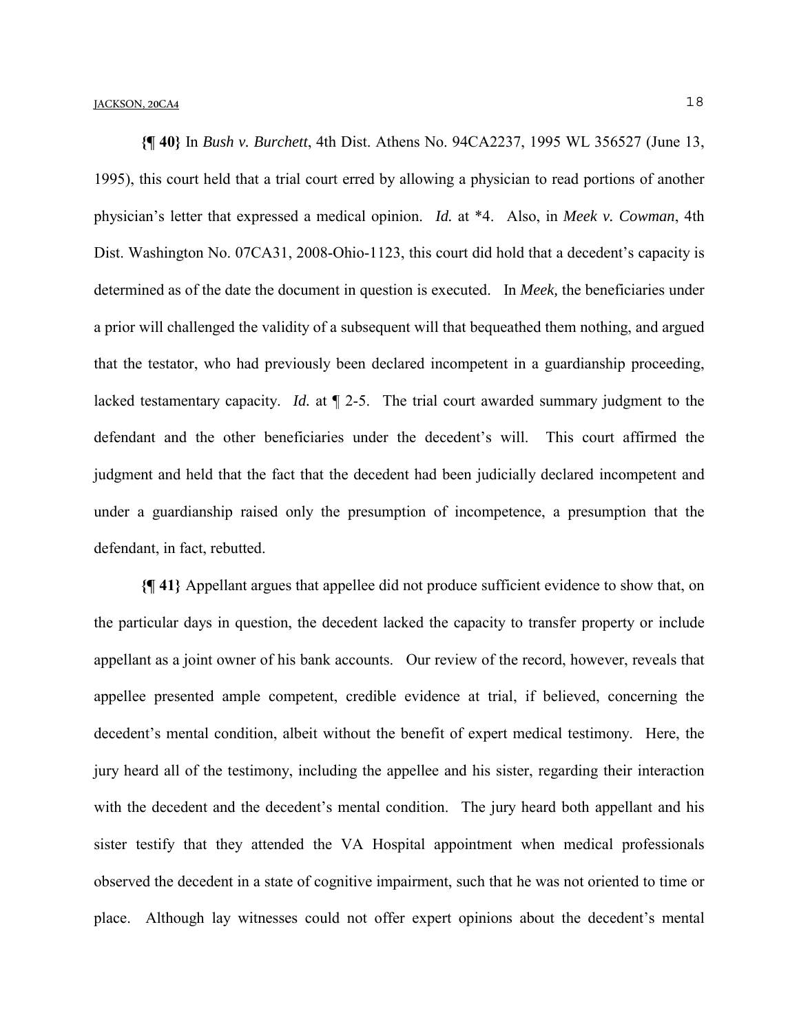**{¶ 40}** In *Bush v. Burchett*, 4th Dist. Athens No. 94CA2237, 1995 WL 356527 (June 13, 1995), this court held that a trial court erred by allowing a physician to read portions of another physician's letter that expressed a medical opinion. *Id.* at *4. Also, in *Meek v. Cowman*, 4th Dist. Washington No. 07CA31, 2008-Ohio-1123, this court did hold that a decedent's capacity is determined as of the date the document in question is executed. In *Meek,* the beneficiaries under a prior will challenged the validity of a subsequent will that bequeathed them nothing, and argued that the testator, who had previously been declared incompetent in a guardianship proceeding, lacked testamentary capacity. *Id.* at ¶ 2-5. The trial court awarded summary judgment to the defendant and the other beneficiaries under the decedent's will. This court affirmed the judgment and held that the fact that the decedent had been judicially declared incompetent and under a guardianship raised only the presumption of incompetence, a presumption that the defendant, in fact, rebutted.

**{¶ 41}** Appellant argues that appellee did not produce sufficient evidence to show that, on the particular days in question, the decedent lacked the capacity to transfer property or include appellant as a joint owner of his bank accounts. Our review of the record, however, reveals that appellee presented ample competent, credible evidence at trial, if believed, concerning the decedent's mental condition, albeit without the benefit of expert medical testimony. Here, the jury heard all of the testimony, including the appellee and his sister, regarding their interaction with the decedent and the decedent's mental condition. The jury heard both appellant and his sister testify that they attended the VA Hospital appointment when medical professionals observed the decedent in a state of cognitive impairment, such that he was not oriented to time or place. Although lay witnesses could not offer expert opinions about the decedent's mental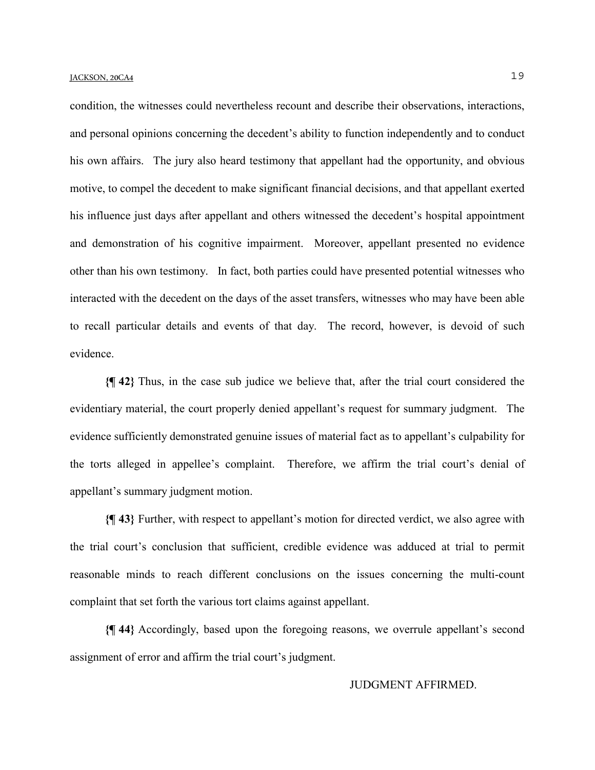condition, the witnesses could nevertheless recount and describe their observations, interactions, and personal opinions concerning the decedent's ability to function independently and to conduct his own affairs. The jury also heard testimony that appellant had the opportunity, and obvious motive, to compel the decedent to make significant financial decisions, and that appellant exerted his influence just days after appellant and others witnessed the decedent's hospital appointment and demonstration of his cognitive impairment. Moreover, appellant presented no evidence other than his own testimony. In fact, both parties could have presented potential witnesses who interacted with the decedent on the days of the asset transfers, witnesses who may have been able to recall particular details and events of that day. The record, however, is devoid of such evidence.

**{¶ 42}** Thus, in the case sub judice we believe that, after the trial court considered the evidentiary material, the court properly denied appellant's request for summary judgment. The evidence sufficiently demonstrated genuine issues of material fact as to appellant's culpability for the torts alleged in appellee's complaint. Therefore, we affirm the trial court's denial of appellant's summary judgment motion.

**{¶ 43}** Further, with respect to appellant's motion for directed verdict, we also agree with the trial court's conclusion that sufficient, credible evidence was adduced at trial to permit reasonable minds to reach different conclusions on the issues concerning the multi-count complaint that set forth the various tort claims against appellant.

**{¶ 44}** Accordingly, based upon the foregoing reasons, we overrule appellant's second assignment of error and affirm the trial court's judgment.

JUDGMENT AFFIRMED.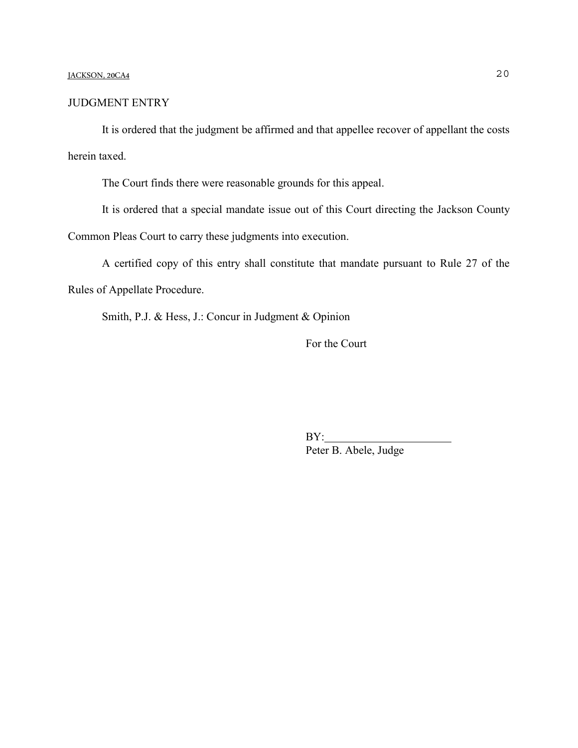JUDGMENT ENTRY

It is ordered that the judgment be affirmed and that appellee recover of appellant the costs herein taxed.

The Court finds there were reasonable grounds for this appeal.

It is ordered that a special mandate issue out of this Court directing the Jackson County Common Pleas Court to carry these judgments into execution.

A certified copy of this entry shall constitute that mandate pursuant to Rule 27 of the Rules of Appellate Procedure.

Smith, P.J. & Hess, J.: Concur in Judgment & Opinion

For the Court

BY:______________________
Peter B. Abele, Judge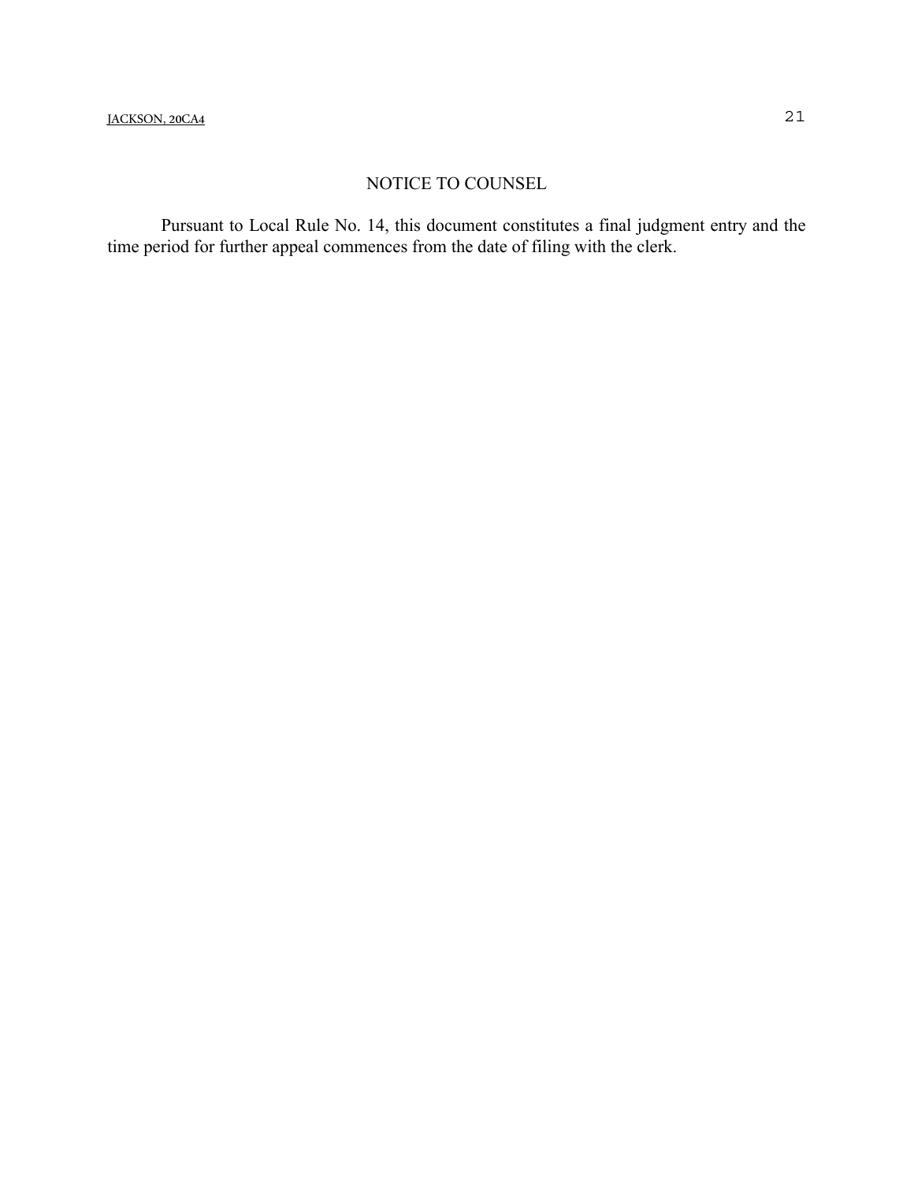## NOTICE TO COUNSEL

Pursuant to Local Rule No. 14, this document constitutes a final judgment entry and the time period for further appeal commences from the date of filing with the clerk.